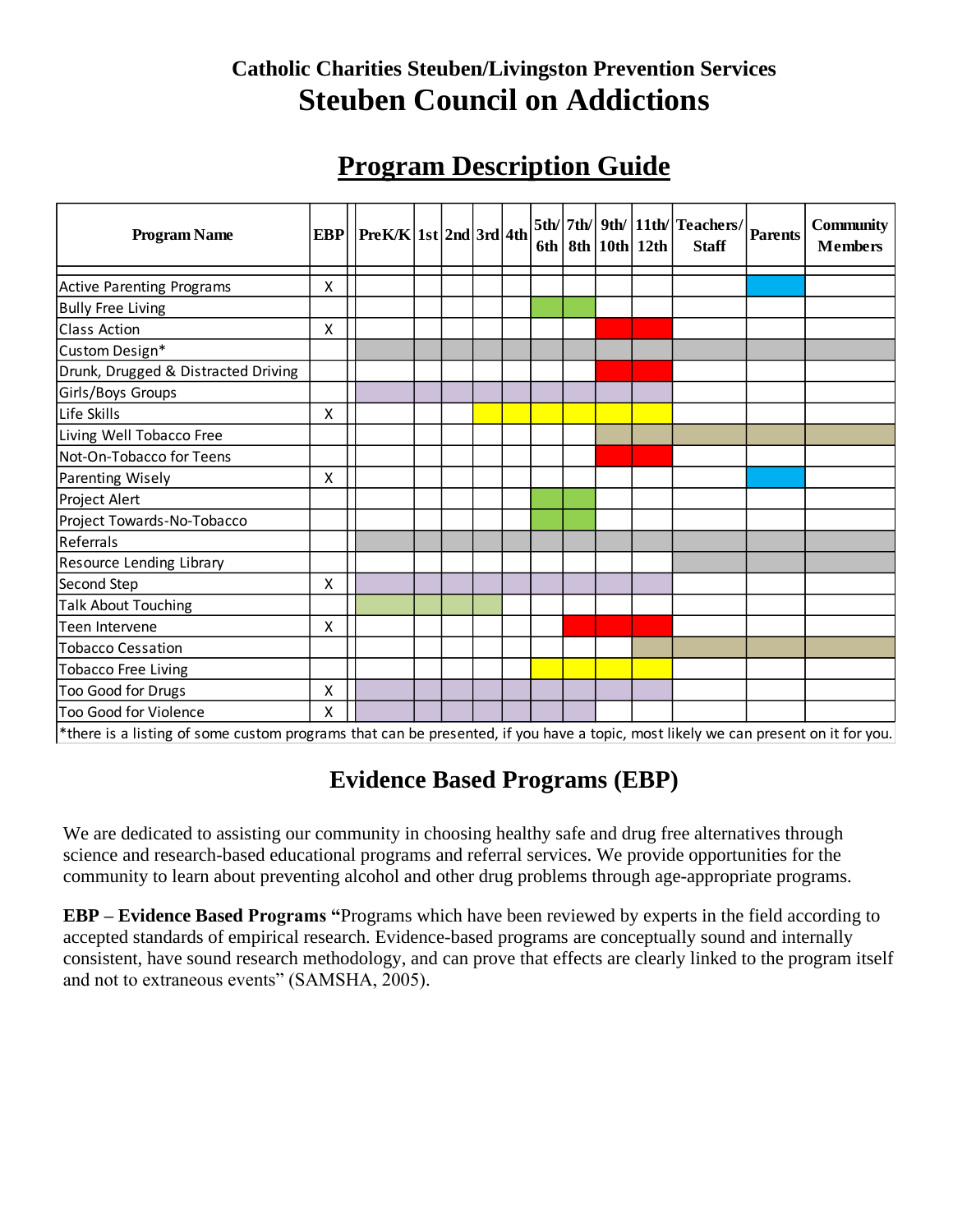### Catholic Charities Steuben/Livingston Prevention Services

# Steuben Council on Addictions

## Program Description Guide

| Program Name | EBP | PreK/K | 1st | 2nd | 3rd | 4th | 5th/ 6th | 7th/ 8th | 9th/ 10th | 11th/ 12th | Teachers/ Staff | Parents | Community Members |
|---|---|---|---|---|---|---|---|---|---|---|---|---|---|
| Active Parenting Programs | X | | | | | | | | | | | ■ | |
| Bully Free Living | | | | | | | ■ | ■ | | | | | |
| Class Action | X | | | | | | | | ■ | ■ | | | |
| Custom Design* | | ■ | ■ | ■ | ■ | ■ | ■ | ■ | ■ | ■ | ■ | ■ | ■ |
| Drunk, Drugged & Distracted Driving | | | | | | | | | ■ | ■ | | | |
| Girls/Boys Groups | | ■ | ■ | ■ | ■ | ■ | ■ | ■ | ■ | ■ | | | |
| Life Skills | X | | | | ■ | ■ | ■ | ■ | ■ | ■ | | | |
| Living Well Tobacco Free | | | | | | | | | ■ | ■ | ■ | ■ | ■ |
| Not-On-Tobacco for Teens | | | | | | | | | ■ | ■ | | | |
| Parenting Wisely | X | | | | | | | | | | | ■ | |
| Project Alert | | | | | | | ■ | ■ | | | | | |
| Project Towards-No-Tobacco | | | | | | | ■ | ■ | | | | | |
| Referrals | | ■ | ■ | ■ | ■ | ■ | ■ | ■ | ■ | ■ | ■ | ■ | ■ |
| Resource Lending Library | | | | | | | | | | | ■ | ■ | ■ |
| Second Step | X | ■ | ■ | ■ | ■ | ■ | ■ | ■ | ■ | ■ | | | |
| Talk About Touching | | ■ | ■ | ■ | ■ | | | | | | | | |
| Teen Intervene | X | | | | | | | ■ | ■ | ■ | | | |
| Tobacco Cessation | | | | | | | | | | ■ | ■ | ■ | ■ |
| Tobacco Free Living | | | | | | | ■ | ■ | ■ | ■ | | | |
| Too Good for Drugs | X | ■ | ■ | ■ | ■ | ■ | ■ | ■ | ■ | ■ | | | |
| Too Good for Violence | X | ■ | ■ | ■ | ■ | ■ | ■ | ■ | | | | | |

*there is a listing of some custom programs that can be presented, if you have a topic, most likely we can present on it for you.

## Evidence Based Programs (EBP)

We are dedicated to assisting our community in choosing healthy safe and drug free alternatives through science and research-based educational programs and referral services. We provide opportunities for the community to learn about preventing alcohol and other drug problems through age-appropriate programs.

**EBP – Evidence Based Programs "**Programs which have been reviewed by experts in the field according to accepted standards of empirical research. Evidence-based programs are conceptually sound and internally consistent, have sound research methodology, and can prove that effects are clearly linked to the program itself and not to extraneous events" (SAMSHA, 2005).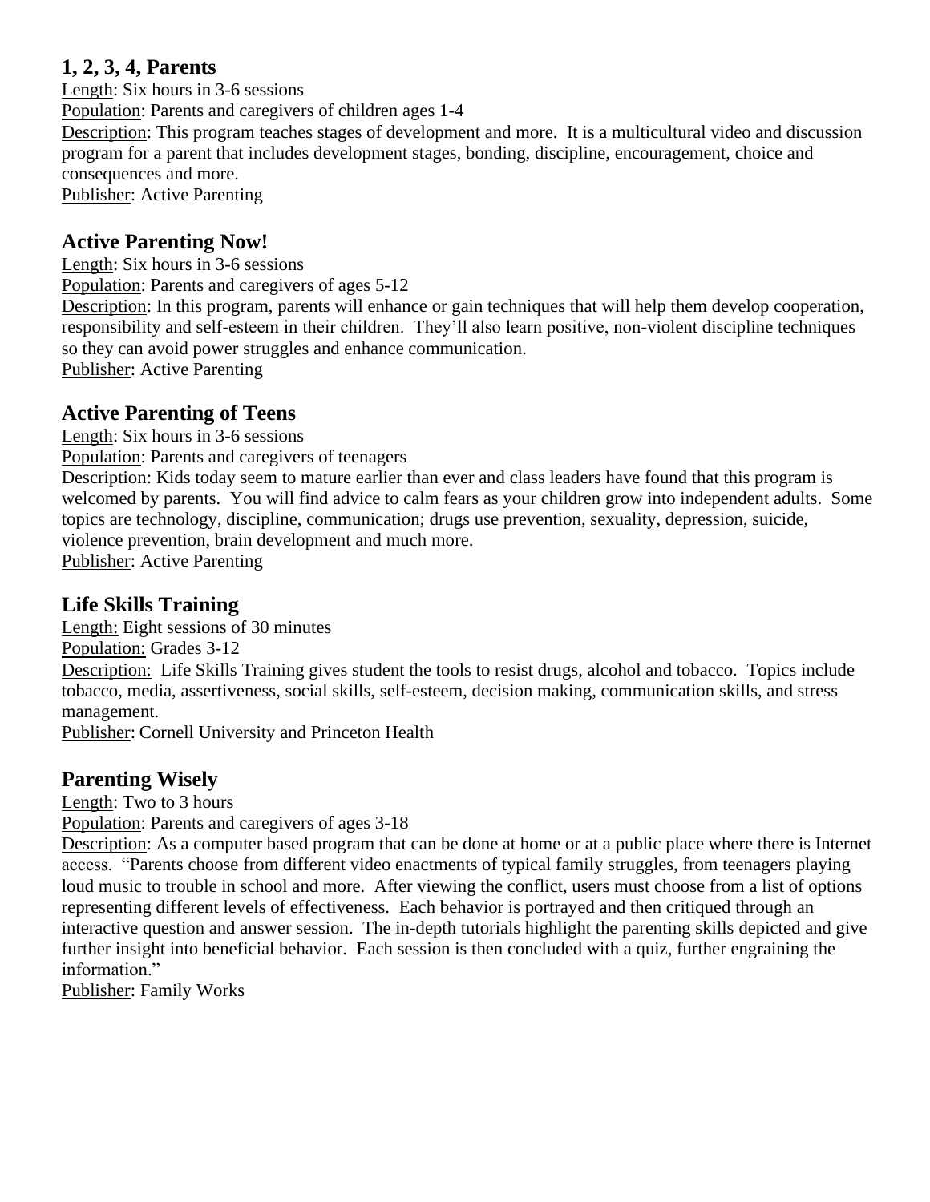### 1, 2, 3, 4, Parents

Length: Six hours in 3-6 sessions

Population: Parents and caregivers of children ages 1-4

Description: This program teaches stages of development and more. It is a multicultural video and discussion program for a parent that includes development stages, bonding, discipline, encouragement, choice and consequences and more.

Publisher: Active Parenting

### Active Parenting Now!

Length: Six hours in 3-6 sessions

Population: Parents and caregivers of ages 5-12

Description: In this program, parents will enhance or gain techniques that will help them develop cooperation, responsibility and self-esteem in their children. They'll also learn positive, non-violent discipline techniques so they can avoid power struggles and enhance communication.

Publisher: Active Parenting

### Active Parenting of Teens

Length: Six hours in 3-6 sessions

Population: Parents and caregivers of teenagers

Description: Kids today seem to mature earlier than ever and class leaders have found that this program is welcomed by parents. You will find advice to calm fears as your children grow into independent adults. Some topics are technology, discipline, communication; drugs use prevention, sexuality, depression, suicide, violence prevention, brain development and much more.

Publisher: Active Parenting

### Life Skills Training

Length: Eight sessions of 30 minutes

Population: Grades 3-12

Description: Life Skills Training gives student the tools to resist drugs, alcohol and tobacco. Topics include tobacco, media, assertiveness, social skills, self-esteem, decision making, communication skills, and stress management.

Publisher: Cornell University and Princeton Health

### Parenting Wisely

Length: Two to 3 hours

Population: Parents and caregivers of ages 3-18

Description: As a computer based program that can be done at home or at a public place where there is Internet access. "Parents choose from different video enactments of typical family struggles, from teenagers playing loud music to trouble in school and more. After viewing the conflict, users must choose from a list of options representing different levels of effectiveness. Each behavior is portrayed and then critiqued through an interactive question and answer session. The in-depth tutorials highlight the parenting skills depicted and give further insight into beneficial behavior. Each session is then concluded with a quiz, further engraining the information."

Publisher: Family Works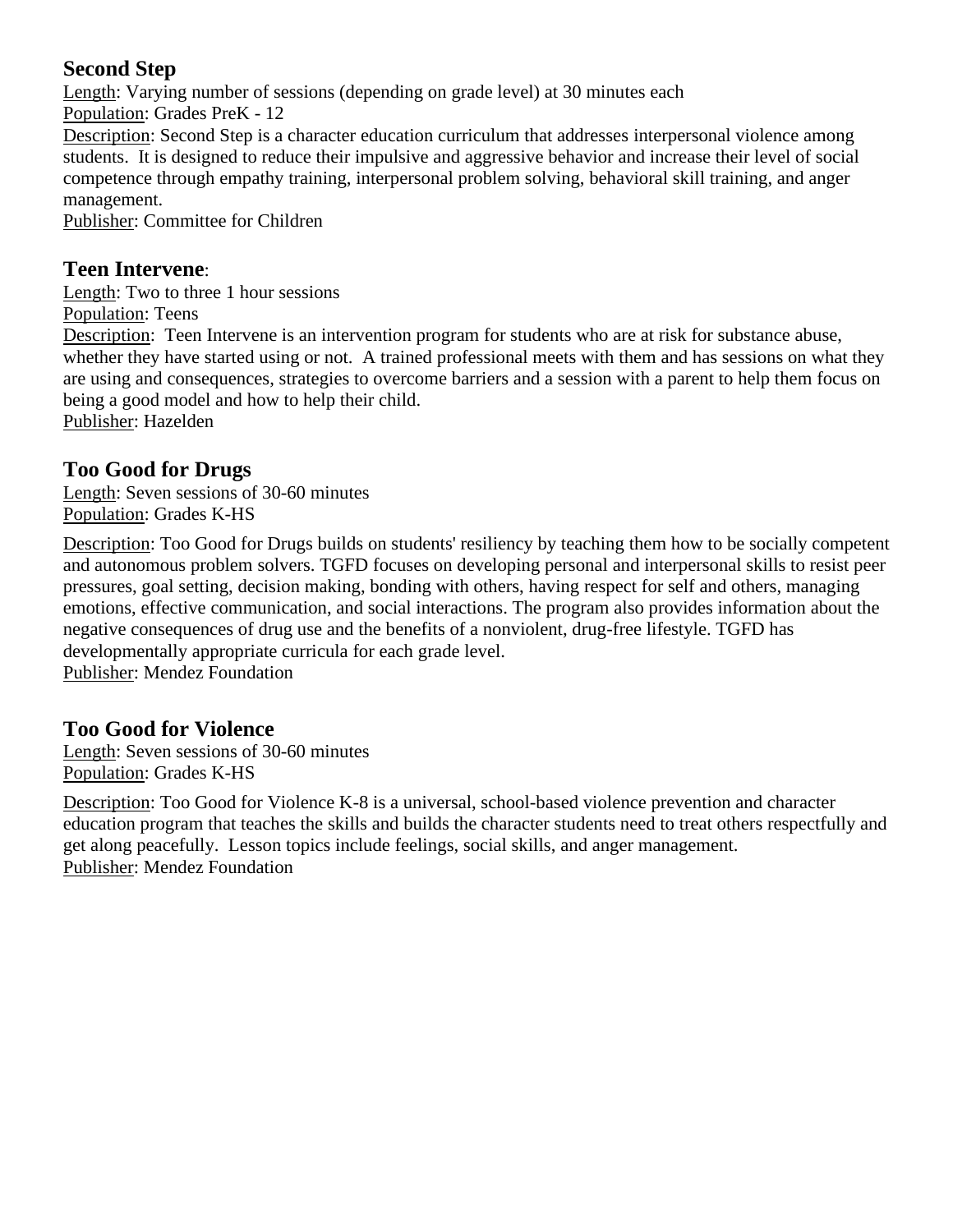## Second Step

Length: Varying number of sessions (depending on grade level) at 30 minutes each
Population: Grades PreK - 12
Description: Second Step is a character education curriculum that addresses interpersonal violence among students. It is designed to reduce their impulsive and aggressive behavior and increase their level of social competence through empathy training, interpersonal problem solving, behavioral skill training, and anger management.
Publisher: Committee for Children

## Teen Intervene:

Length: Two to three 1 hour sessions
Population: Teens
Description: Teen Intervene is an intervention program for students who are at risk for substance abuse, whether they have started using or not. A trained professional meets with them and has sessions on what they are using and consequences, strategies to overcome barriers and a session with a parent to help them focus on being a good model and how to help their child.
Publisher: Hazelden

## Too Good for Drugs

Length: Seven sessions of 30-60 minutes
Population: Grades K-HS

Description: Too Good for Drugs builds on students' resiliency by teaching them how to be socially competent and autonomous problem solvers. TGFD focuses on developing personal and interpersonal skills to resist peer pressures, goal setting, decision making, bonding with others, having respect for self and others, managing emotions, effective communication, and social interactions. The program also provides information about the negative consequences of drug use and the benefits of a nonviolent, drug-free lifestyle. TGFD has developmentally appropriate curricula for each grade level.
Publisher: Mendez Foundation

## Too Good for Violence

Length: Seven sessions of 30-60 minutes
Population: Grades K-HS

Description: Too Good for Violence K-8 is a universal, school-based violence prevention and character education program that teaches the skills and builds the character students need to treat others respectfully and get along peacefully. Lesson topics include feelings, social skills, and anger management.
Publisher: Mendez Foundation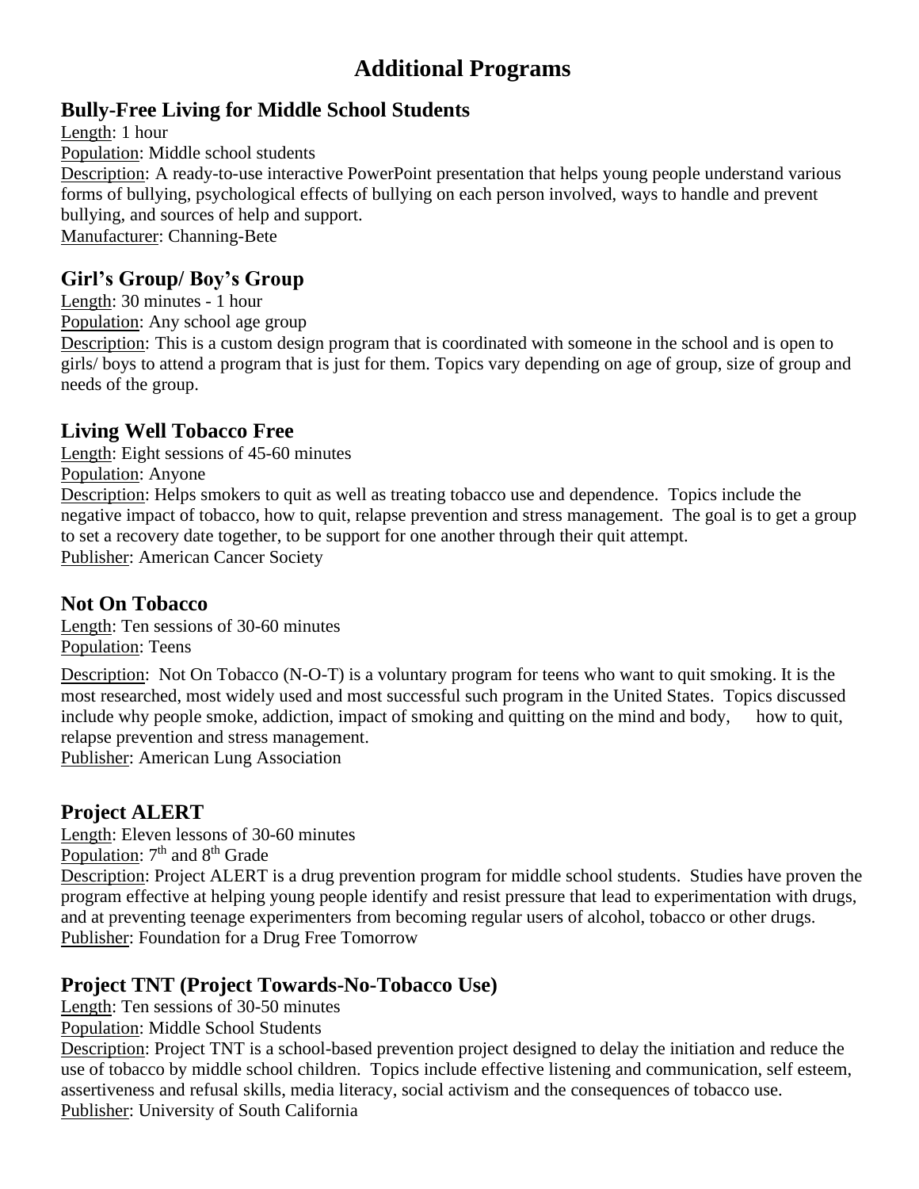# Additional Programs

## Bully-Free Living for Middle School Students

Length: 1 hour
Population: Middle school students
Description: A ready-to-use interactive PowerPoint presentation that helps young people understand various forms of bullying, psychological effects of bullying on each person involved, ways to handle and prevent bullying, and sources of help and support.
Manufacturer: Channing-Bete

## Girl's Group/ Boy's Group

Length: 30 minutes - 1 hour
Population: Any school age group
Description: This is a custom design program that is coordinated with someone in the school and is open to girls/ boys to attend a program that is just for them. Topics vary depending on age of group, size of group and needs of the group.

## Living Well Tobacco Free

Length: Eight sessions of 45-60 minutes
Population: Anyone
Description: Helps smokers to quit as well as treating tobacco use and dependence. Topics include the negative impact of tobacco, how to quit, relapse prevention and stress management. The goal is to get a group to set a recovery date together, to be support for one another through their quit attempt.
Publisher: American Cancer Society

## Not On Tobacco

Length: Ten sessions of 30-60 minutes
Population: Teens

Description: Not On Tobacco (N-O-T) is a voluntary program for teens who want to quit smoking. It is the most researched, most widely used and most successful such program in the United States. Topics discussed include why people smoke, addiction, impact of smoking and quitting on the mind and body, how to quit, relapse prevention and stress management.
Publisher: American Lung Association

## Project ALERT

Length: Eleven lessons of 30-60 minutes
Population: 7th and 8th Grade
Description: Project ALERT is a drug prevention program for middle school students. Studies have proven the program effective at helping young people identify and resist pressure that lead to experimentation with drugs, and at preventing teenage experimenters from becoming regular users of alcohol, tobacco or other drugs.
Publisher: Foundation for a Drug Free Tomorrow

## Project TNT (Project Towards-No-Tobacco Use)

Length: Ten sessions of 30-50 minutes
Population: Middle School Students
Description: Project TNT is a school-based prevention project designed to delay the initiation and reduce the use of tobacco by middle school children. Topics include effective listening and communication, self esteem, assertiveness and refusal skills, media literacy, social activism and the consequences of tobacco use.
Publisher: University of South California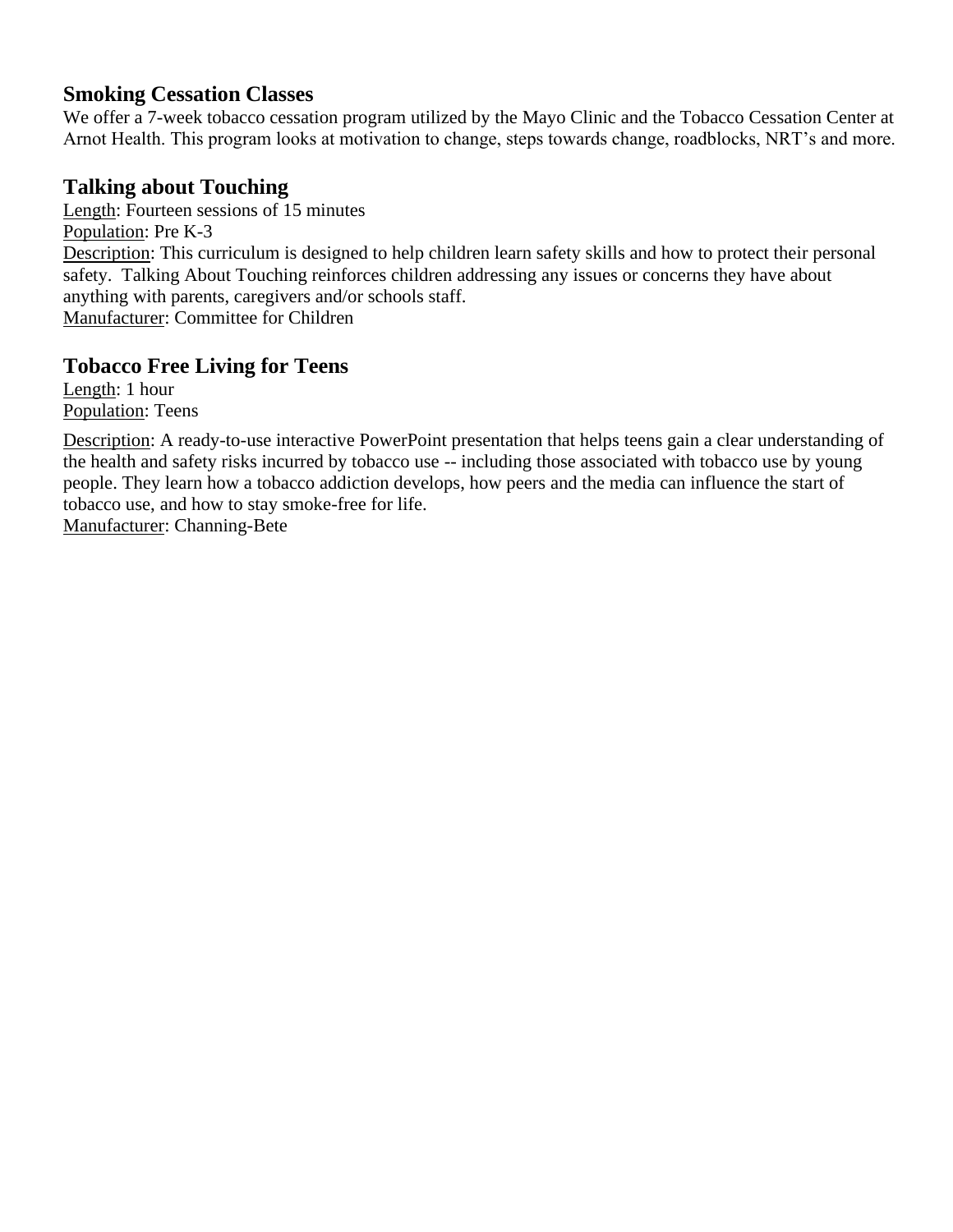### Smoking Cessation Classes

We offer a 7-week tobacco cessation program utilized by the Mayo Clinic and the Tobacco Cessation Center at Arnot Health. This program looks at motivation to change, steps towards change, roadblocks, NRT's and more.

### Talking about Touching

Length: Fourteen sessions of 15 minutes
Population: Pre K-3
Description: This curriculum is designed to help children learn safety skills and how to protect their personal safety. Talking About Touching reinforces children addressing any issues or concerns they have about anything with parents, caregivers and/or schools staff.
Manufacturer: Committee for Children

### Tobacco Free Living for Teens

Length: 1 hour
Population: Teens

Description: A ready-to-use interactive PowerPoint presentation that helps teens gain a clear understanding of the health and safety risks incurred by tobacco use -- including those associated with tobacco use by young people. They learn how a tobacco addiction develops, how peers and the media can influence the start of tobacco use, and how to stay smoke-free for life.
Manufacturer: Channing-Bete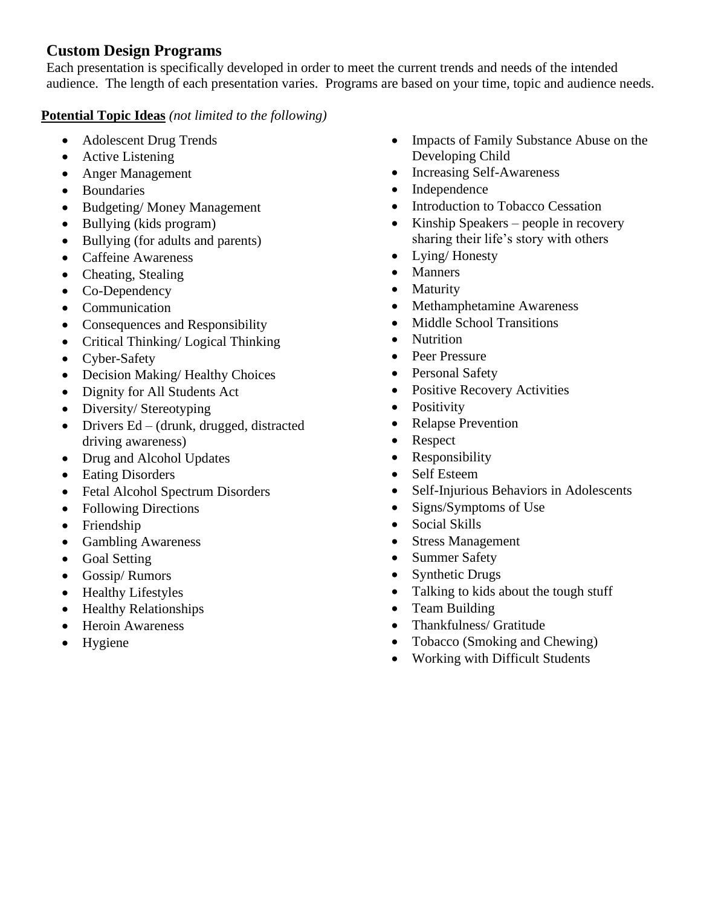## Custom Design Programs

Each presentation is specifically developed in order to meet the current trends and needs of the intended audience. The length of each presentation varies. Programs are based on your time, topic and audience needs.

**Potential Topic Ideas** *(not limited to the following)*

- Adolescent Drug Trends
- Active Listening
- Anger Management
- Boundaries
- Budgeting/ Money Management
- Bullying (kids program)
- Bullying (for adults and parents)
- Caffeine Awareness
- Cheating, Stealing
- Co-Dependency
- Communication
- Consequences and Responsibility
- Critical Thinking/ Logical Thinking
- Cyber-Safety
- Decision Making/ Healthy Choices
- Dignity for All Students Act
- Diversity/ Stereotyping
- Drivers Ed – (drunk, drugged, distracted driving awareness)
- Drug and Alcohol Updates
- Eating Disorders
- Fetal Alcohol Spectrum Disorders
- Following Directions
- Friendship
- Gambling Awareness
- Goal Setting
- Gossip/ Rumors
- Healthy Lifestyles
- Healthy Relationships
- Heroin Awareness
- Hygiene
- Impacts of Family Substance Abuse on the Developing Child
- Increasing Self-Awareness
- Independence
- Introduction to Tobacco Cessation
- Kinship Speakers – people in recovery sharing their life's story with others
- Lying/ Honesty
- Manners
- Maturity
- Methamphetamine Awareness
- Middle School Transitions
- Nutrition
- Peer Pressure
- Personal Safety
- Positive Recovery Activities
- Positivity
- Relapse Prevention
- Respect
- Responsibility
- Self Esteem
- Self-Injurious Behaviors in Adolescents
- Signs/Symptoms of Use
- Social Skills
- Stress Management
- Summer Safety
- Synthetic Drugs
- Talking to kids about the tough stuff
- Team Building
- Thankfulness/ Gratitude
- Tobacco (Smoking and Chewing)
- Working with Difficult Students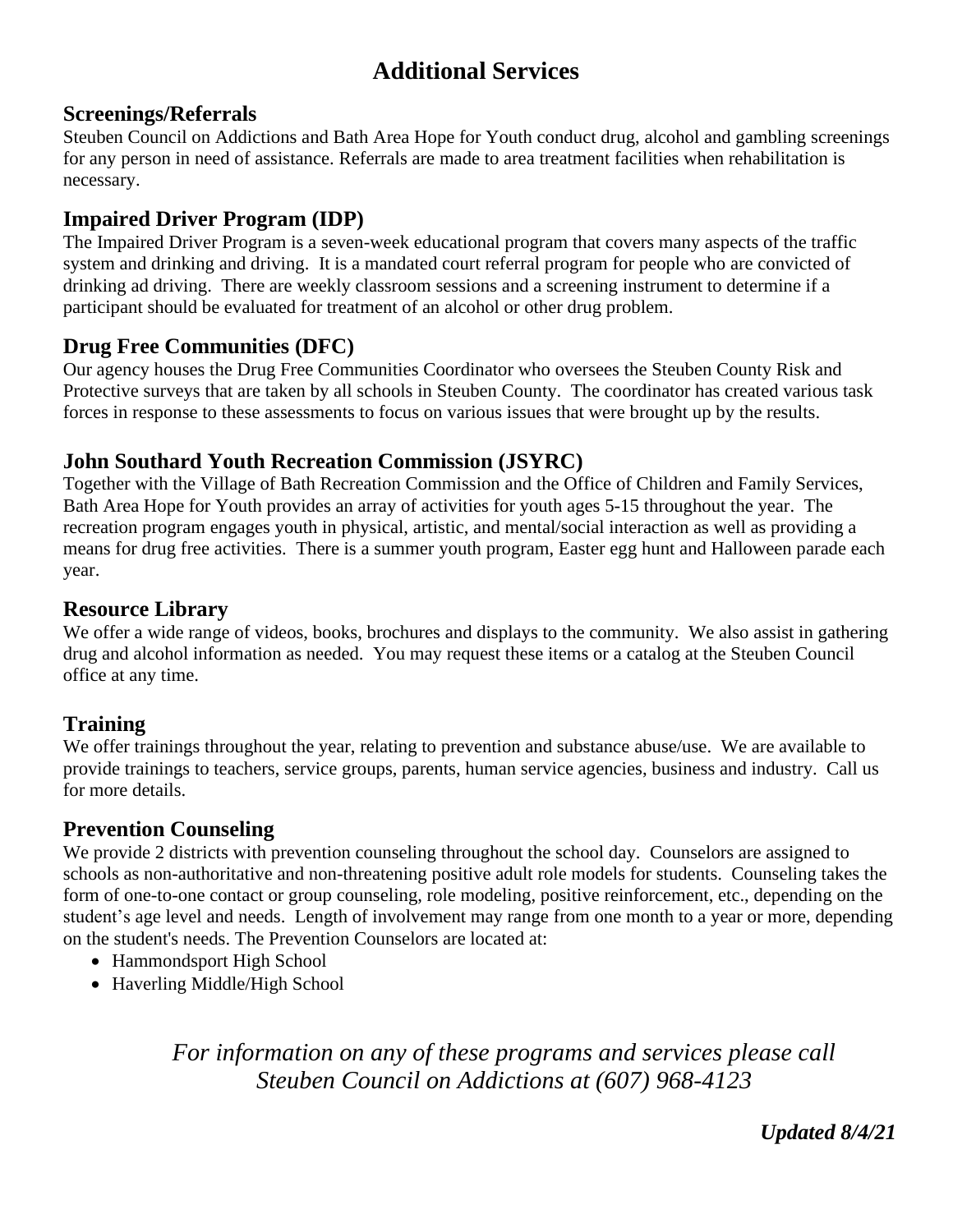# Additional Services

## Screenings/Referrals

Steuben Council on Addictions and Bath Area Hope for Youth conduct drug, alcohol and gambling screenings for any person in need of assistance. Referrals are made to area treatment facilities when rehabilitation is necessary.

## Impaired Driver Program (IDP)

The Impaired Driver Program is a seven-week educational program that covers many aspects of the traffic system and drinking and driving. It is a mandated court referral program for people who are convicted of drinking ad driving. There are weekly classroom sessions and a screening instrument to determine if a participant should be evaluated for treatment of an alcohol or other drug problem.

## Drug Free Communities (DFC)

Our agency houses the Drug Free Communities Coordinator who oversees the Steuben County Risk and Protective surveys that are taken by all schools in Steuben County. The coordinator has created various task forces in response to these assessments to focus on various issues that were brought up by the results.

## John Southard Youth Recreation Commission (JSYRC)

Together with the Village of Bath Recreation Commission and the Office of Children and Family Services, Bath Area Hope for Youth provides an array of activities for youth ages 5-15 throughout the year. The recreation program engages youth in physical, artistic, and mental/social interaction as well as providing a means for drug free activities. There is a summer youth program, Easter egg hunt and Halloween parade each year.

## Resource Library

We offer a wide range of videos, books, brochures and displays to the community. We also assist in gathering drug and alcohol information as needed. You may request these items or a catalog at the Steuben Council office at any time.

## Training

We offer trainings throughout the year, relating to prevention and substance abuse/use. We are available to provide trainings to teachers, service groups, parents, human service agencies, business and industry. Call us for more details.

## Prevention Counseling

We provide 2 districts with prevention counseling throughout the school day. Counselors are assigned to schools as non-authoritative and non-threatening positive adult role models for students. Counseling takes the form of one-to-one contact or group counseling, role modeling, positive reinforcement, etc., depending on the student's age level and needs. Length of involvement may range from one month to a year or more, depending on the student's needs. The Prevention Counselors are located at:

- Hammondsport High School
- Haverling Middle/High School

*For information on any of these programs and services please call Steuben Council on Addictions at (607) 968-4123*

***Updated 8/4/21***